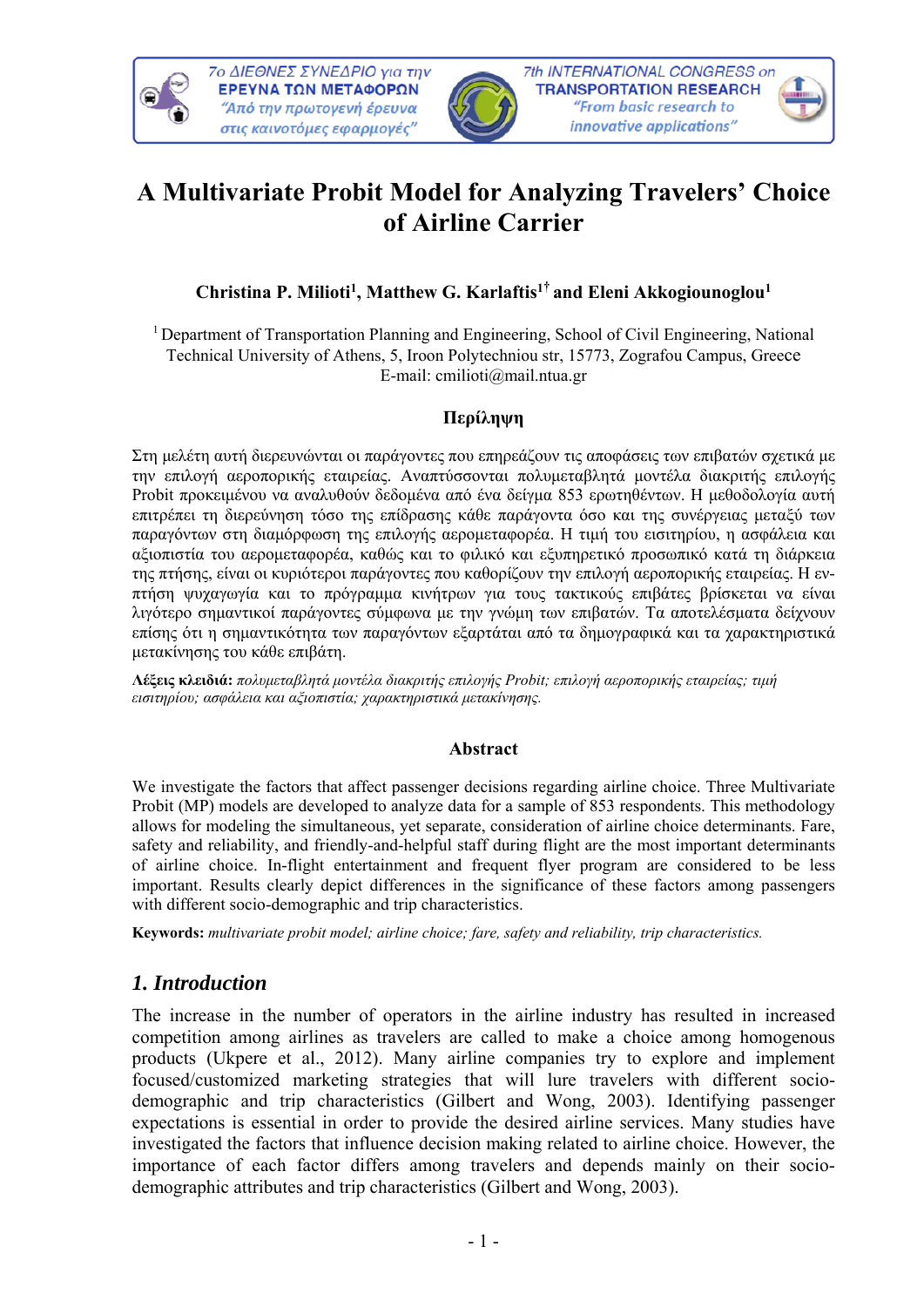# A Multivariate Probit Model for Analyzing Travelers' Choice of Airline Carrier

**Christina P. Milioti[1], Matthew G. Karlaftis[1†] and Eleni Akkogiounoglou[1]**

[1] Department of Transportation Planning and Engineering, School of Civil Engineering, National Technical University of Athens, 5, Iroon Polytechniou str, 15773, Zografou Campus, Greece
E-mail: cmilioti@mail.ntua.gr

### Περίληψη

Στη μελέτη αυτή διερευνώνται οι παράγοντες που επηρεάζουν τις αποφάσεις των επιβατών σχετικά με την επιλογή αεροπορικής εταιρείας. Αναπτύσσονται πολυμεταβλητά μοντέλα διακριτής επιλογής Probit προκειμένου να αναλυθούν δεδομένα από ένα δείγμα 853 ερωτηθέντων. Η μεθοδολογία αυτή επιτρέπει τη διερεύνηση τόσο της επίδρασης κάθε παράγοντα όσο και της συνέργειας μεταξύ των παραγόντων στη διαμόρφωση της επιλογής αερομεταφορέα. Η τιμή του εισιτηρίου, η ασφάλεια και αξιοπιστία του αερομεταφορέα, καθώς και το φιλικό και εξυπηρετικό προσωπικό κατά τη διάρκεια της πτήσης, είναι οι κυριότεροι παράγοντες που καθορίζουν την επιλογή αεροπορικής εταιρείας. Η εν-πτήση ψυχαγωγία και το πρόγραμμα κινήτρων για τους τακτικούς επιβάτες βρίσκεται να είναι λιγότερο σημαντικοί παράγοντες σύμφωνα με την γνώμη των επιβατών. Τα αποτελέσματα δείχνουν επίσης ότι η σημαντικότητα των παραγόντων εξαρτάται από τα δημογραφικά και τα χαρακτηριστικά μετακίνησης του κάθε επιβάτη.

**Λέξεις κλειδιά:** *πολυμεταβλητά μοντέλα διακριτής επιλογής Probit; επιλογή αεροπορικής εταιρείας; τιμή εισιτηρίου; ασφάλεια και αξιοπιστία; χαρακτηριστικά μετακίνησης.*

### Abstract

We investigate the factors that affect passenger decisions regarding airline choice. Three Multivariate Probit (MP) models are developed to analyze data for a sample of 853 respondents. This methodology allows for modeling the simultaneous, yet separate, consideration of airline choice determinants. Fare, safety and reliability, and friendly-and-helpful staff during flight are the most important determinants of airline choice. In-flight entertainment and frequent flyer program are considered to be less important. Results clearly depict differences in the significance of these factors among passengers with different socio-demographic and trip characteristics.

**Keywords:** *multivariate probit model; airline choice; fare, safety and reliability, trip characteristics.*

## *1. Introduction*

The increase in the number of operators in the airline industry has resulted in increased competition among airlines as travelers are called to make a choice among homogenous products (Ukpere et al., 2012). Many airline companies try to explore and implement focused/customized marketing strategies that will lure travelers with different socio-demographic and trip characteristics (Gilbert and Wong, 2003). Identifying passenger expectations is essential in order to provide the desired airline services. Many studies have investigated the factors that influence decision making related to airline choice. However, the importance of each factor differs among travelers and depends mainly on their socio-demographic attributes and trip characteristics (Gilbert and Wong, 2003).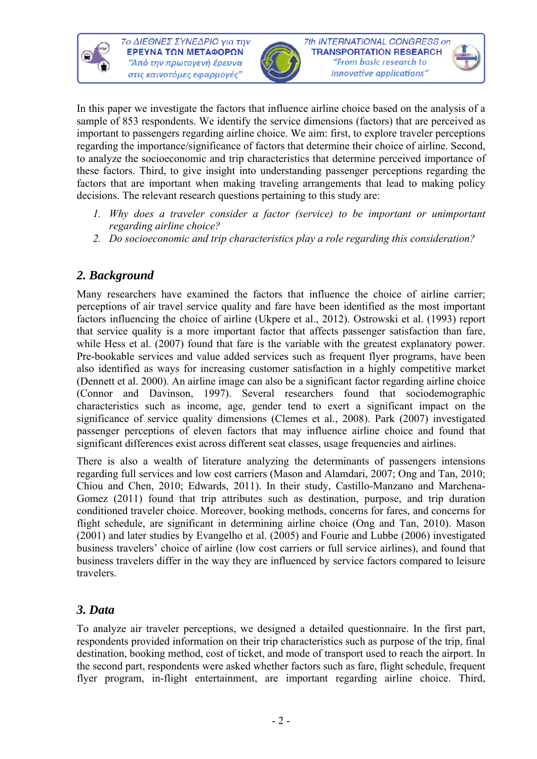In this paper we investigate the factors that influence airline choice based on the analysis of a sample of 853 respondents. We identify the service dimensions (factors) that are perceived as important to passengers regarding airline choice. We aim: first, to explore traveler perceptions regarding the importance/significance of factors that determine their choice of airline. Second, to analyze the socioeconomic and trip characteristics that determine perceived importance of these factors. Third, to give insight into understanding passenger perceptions regarding the factors that are important when making traveling arrangements that lead to making policy decisions. The relevant research questions pertaining to this study are:

1. *Why does a traveler consider a factor (service) to be important or unimportant regarding airline choice?*
2. *Do socioeconomic and trip characteristics play a role regarding this consideration?*

## 2. Background

Many researchers have examined the factors that influence the choice of airline carrier; perceptions of air travel service quality and fare have been identified as the most important factors influencing the choice of airline (Ukpere et al., 2012). Ostrowski et al. (1993) report that service quality is a more important factor that affects passenger satisfaction than fare, while Hess et al. (2007) found that fare is the variable with the greatest explanatory power. Pre-bookable services and value added services such as frequent flyer programs, have been also identified as ways for increasing customer satisfaction in a highly competitive market (Dennett et al. 2000). An airline image can also be a significant factor regarding airline choice (Connor and Davinson, 1997). Several researchers found that sociodemographic characteristics such as income, age, gender tend to exert a significant impact on the significance of service quality dimensions (Clemes et al., 2008). Park (2007) investigated passenger perceptions of eleven factors that may influence airline choice and found that significant differences exist across different seat classes, usage frequencies and airlines.

There is also a wealth of literature analyzing the determinants of passengers intensions regarding full services and low cost carriers (Mason and Alamdari, 2007; Ong and Tan, 2010; Chiou and Chen, 2010; Edwards, 2011). In their study, Castillo-Manzano and Marchena-Gomez (2011) found that trip attributes such as destination, purpose, and trip duration conditioned traveler choice. Moreover, booking methods, concerns for fares, and concerns for flight schedule, are significant in determining airline choice (Ong and Tan, 2010). Mason (2001) and later studies by Evangelho et al. (2005) and Fourie and Lubbe (2006) investigated business travelers' choice of airline (low cost carriers or full service airlines), and found that business travelers differ in the way they are influenced by service factors compared to leisure travelers.

## 3. Data

To analyze air traveler perceptions, we designed a detailed questionnaire. In the first part, respondents provided information on their trip characteristics such as purpose of the trip, final destination, booking method, cost of ticket, and mode of transport used to reach the airport. In the second part, respondents were asked whether factors such as fare, flight schedule, frequent flyer program, in-flight entertainment, are important regarding airline choice. Third,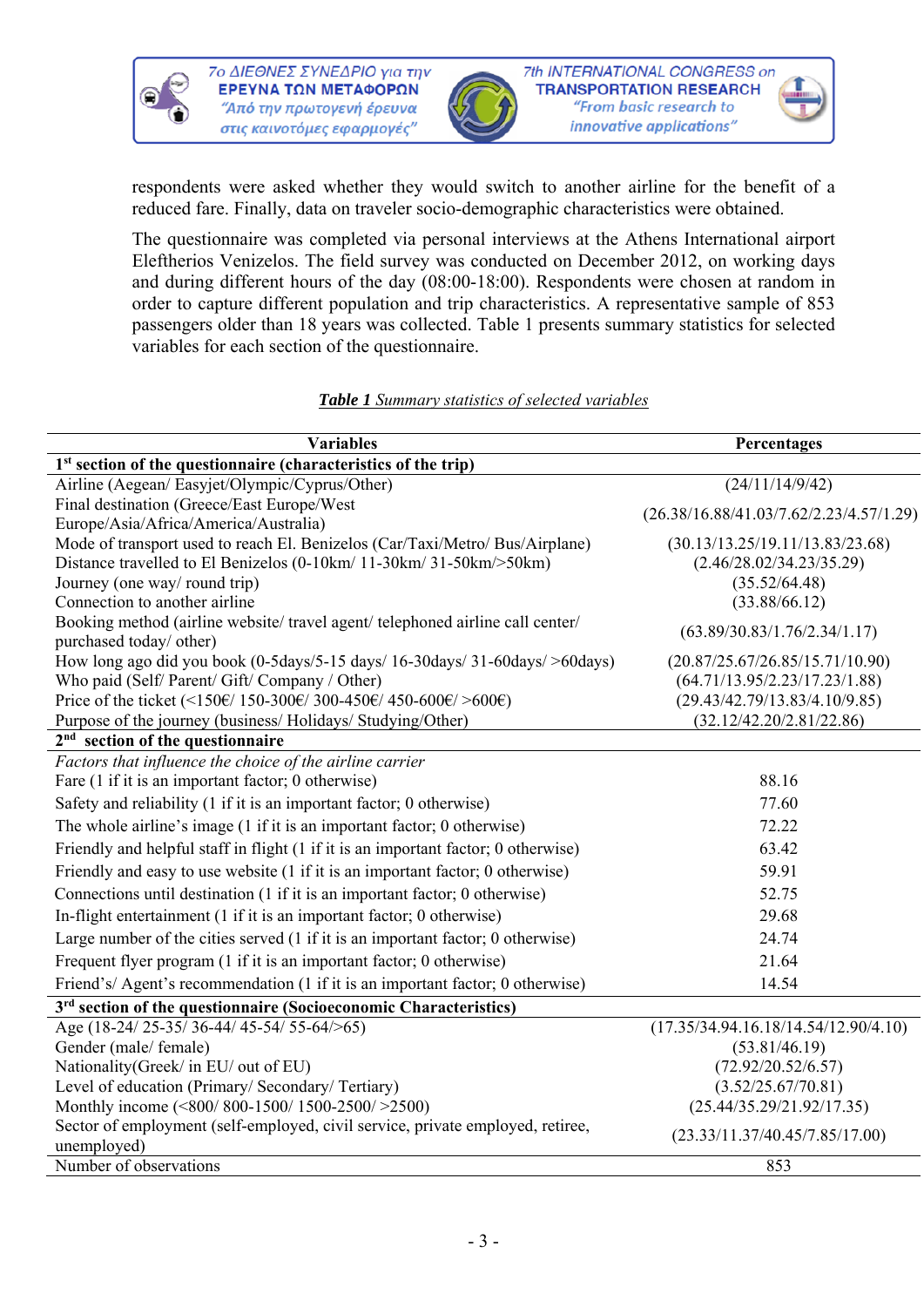respondents were asked whether they would switch to another airline for the benefit of a reduced fare. Finally, data on traveler socio-demographic characteristics were obtained.

The questionnaire was completed via personal interviews at the Athens International airport Eleftherios Venizelos. The field survey was conducted on December 2012, on working days and during different hours of the day (08:00-18:00). Respondents were chosen at random in order to capture different population and trip characteristics. A representative sample of 853 passengers older than 18 years was collected. Table 1 presents summary statistics for selected variables for each section of the questionnaire.

***Table 1** Summary statistics of selected variables*

| Variables | Percentages |
|---|---|
| **1st section of the questionnaire (characteristics of the trip)** | |
| Airline (Aegean/ Easyjet/Olympic/Cyprus/Other) | (24/11/14/9/42) |
| Final destination (Greece/East Europe/West Europe/Asia/Africa/America/Australia) | (26.38/16.88/41.03/7.62/2.23/4.57/1.29) |
| Mode of transport used to reach El. Benizelos (Car/Taxi/Metro/ Bus/Airplane) | (30.13/13.25/19.11/13.83/23.68) |
| Distance travelled to El Benizelos (0-10km/ 11-30km/ 31-50km/>50km) | (2.46/28.02/34.23/35.29) |
| Journey (one way/ round trip) | (35.52/64.48) |
| Connection to another airline | (33.88/66.12) |
| Booking method (airline website/ travel agent/ telephoned airline call center/ purchased today/ other) | (63.89/30.83/1.76/2.34/1.17) |
| How long ago did you book (0-5days/5-15 days/ 16-30days/ 31-60days/ >60days) | (20.87/25.67/26.85/15.71/10.90) |
| Who paid (Self/ Parent/ Gift/ Company / Other) | (64.71/13.95/2.23/17.23/1.88) |
| Price of the ticket (<150€/ 150-300€/ 300-450€/ 450-600€/ >600€) | (29.43/42.79/13.83/4.10/9.85) |
| Purpose of the journey (business/ Holidays/ Studying/Other) | (32.12/42.20/2.81/22.86) |
| **2nd section of the questionnaire** | |
| *Factors that influence the choice of the airline carrier* | |
| Fare (1 if it is an important factor; 0 otherwise) | 88.16 |
| Safety and reliability (1 if it is an important factor; 0 otherwise) | 77.60 |
| The whole airline's image (1 if it is an important factor; 0 otherwise) | 72.22 |
| Friendly and helpful staff in flight (1 if it is an important factor; 0 otherwise) | 63.42 |
| Friendly and easy to use website (1 if it is an important factor; 0 otherwise) | 59.91 |
| Connections until destination (1 if it is an important factor; 0 otherwise) | 52.75 |
| In-flight entertainment (1 if it is an important factor; 0 otherwise) | 29.68 |
| Large number of the cities served (1 if it is an important factor; 0 otherwise) | 24.74 |
| Frequent flyer program (1 if it is an important factor; 0 otherwise) | 21.64 |
| Friend's/ Agent's recommendation (1 if it is an important factor; 0 otherwise) | 14.54 |
| **3rd section of the questionnaire (Socioeconomic Characteristics)** | |
| Age (18-24/ 25-35/ 36-44/ 45-54/ 55-64/>65) | (17.35/34.94.16.18/14.54/12.90/4.10) |
| Gender (male/ female) | (53.81/46.19) |
| Nationality(Greek/ in EU/ out of EU) | (72.92/20.52/6.57) |
| Level of education (Primary/ Secondary/ Tertiary) | (3.52/25.67/70.81) |
| Monthly income (<800/ 800-1500/ 1500-2500/ >2500) | (25.44/35.29/21.92/17.35) |
| Sector of employment (self-employed, civil service, private employed, retiree, unemployed) | (23.33/11.37/40.45/7.85/17.00) |
| Number of observations | 853 |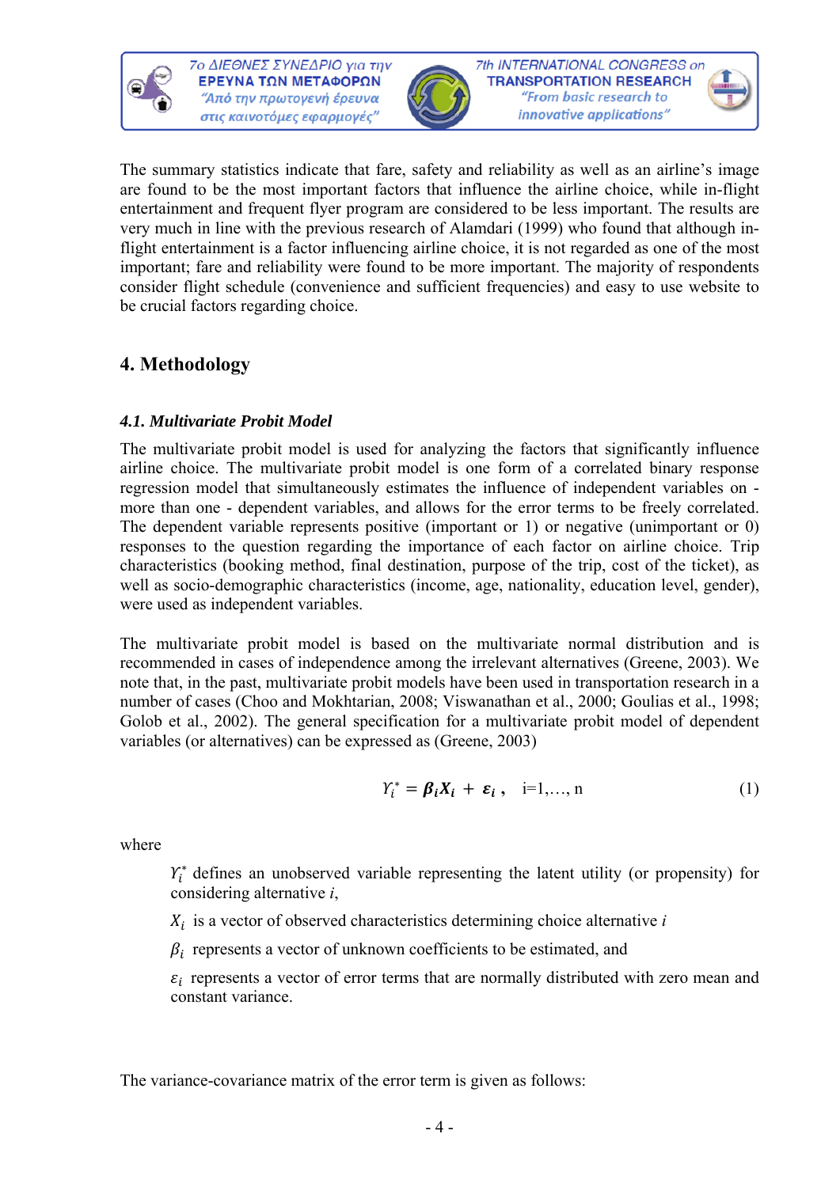The summary statistics indicate that fare, safety and reliability as well as an airline's image are found to be the most important factors that influence the airline choice, while in-flight entertainment and frequent flyer program are considered to be less important. The results are very much in line with the previous research of Alamdari (1999) who found that although in-flight entertainment is a factor influencing airline choice, it is not regarded as one of the most important; fare and reliability were found to be more important. The majority of respondents consider flight schedule (convenience and sufficient frequencies) and easy to use website to be crucial factors regarding choice.

## 4. Methodology

### *4.1. Multivariate Probit Model*

The multivariate probit model is used for analyzing the factors that significantly influence airline choice. The multivariate probit model is one form of a correlated binary response regression model that simultaneously estimates the influence of independent variables on - more than one - dependent variables, and allows for the error terms to be freely correlated. The dependent variable represents positive (important or 1) or negative (unimportant or 0) responses to the question regarding the importance of each factor on airline choice. Trip characteristics (booking method, final destination, purpose of the trip, cost of the ticket), as well as socio-demographic characteristics (income, age, nationality, education level, gender), were used as independent variables.

The multivariate probit model is based on the multivariate normal distribution and is recommended in cases of independence among the irrelevant alternatives (Greene, 2003). We note that, in the past, multivariate probit models have been used in transportation research in a number of cases (Choo and Mokhtarian, 2008; Viswanathan et al., 2000; Goulias et al., 1998; Golob et al., 2002). The general specification for a multivariate probit model of dependent variables (or alternatives) can be expressed as (Greene, 2003)

$$Y_i^* = \boldsymbol{\beta_i X_i} + \boldsymbol{\varepsilon_i}\,, \quad i=1,\ldots,n \tag{1}$$

where

$Y_i^*$ defines an unobserved variable representing the latent utility (or propensity) for considering alternative *i*,

$X_i$ is a vector of observed characteristics determining choice alternative *i*

$\beta_i$ represents a vector of unknown coefficients to be estimated, and

$\varepsilon_i$ represents a vector of error terms that are normally distributed with zero mean and constant variance.

The variance-covariance matrix of the error term is given as follows: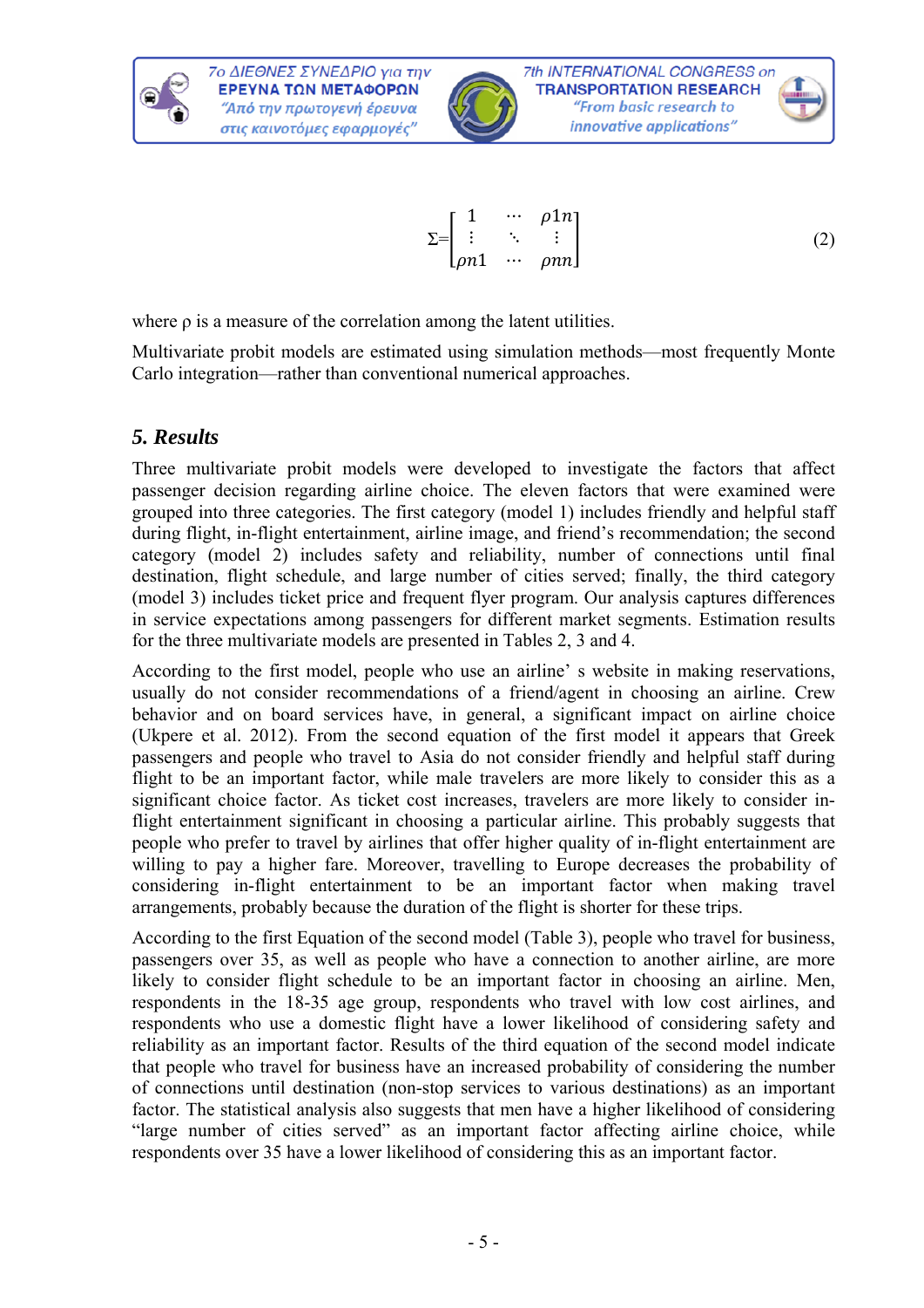$$\Sigma = \begin{bmatrix} 1 & \cdots & \rho 1n \\ \vdots & \ddots & \vdots \\ \rho n1 & \cdots & \rho nn \end{bmatrix} \tag{2}$$

where ρ is a measure of the correlation among the latent utilities.

Multivariate probit models are estimated using simulation methods—most frequently Monte Carlo integration—rather than conventional numerical approaches.

## *5. Results*

Three multivariate probit models were developed to investigate the factors that affect passenger decision regarding airline choice. The eleven factors that were examined were grouped into three categories. The first category (model 1) includes friendly and helpful staff during flight, in-flight entertainment, airline image, and friend's recommendation; the second category (model 2) includes safety and reliability, number of connections until final destination, flight schedule, and large number of cities served; finally, the third category (model 3) includes ticket price and frequent flyer program. Our analysis captures differences in service expectations among passengers for different market segments. Estimation results for the three multivariate models are presented in Tables 2, 3 and 4.

According to the first model, people who use an airline' s website in making reservations, usually do not consider recommendations of a friend/agent in choosing an airline. Crew behavior and on board services have, in general, a significant impact on airline choice (Ukpere et al. 2012). From the second equation of the first model it appears that Greek passengers and people who travel to Asia do not consider friendly and helpful staff during flight to be an important factor, while male travelers are more likely to consider this as a significant choice factor. As ticket cost increases, travelers are more likely to consider in-flight entertainment significant in choosing a particular airline. This probably suggests that people who prefer to travel by airlines that offer higher quality of in-flight entertainment are willing to pay a higher fare. Moreover, travelling to Europe decreases the probability of considering in-flight entertainment to be an important factor when making travel arrangements, probably because the duration of the flight is shorter for these trips.

According to the first Equation of the second model (Table 3), people who travel for business, passengers over 35, as well as people who have a connection to another airline, are more likely to consider flight schedule to be an important factor in choosing an airline. Men, respondents in the 18-35 age group, respondents who travel with low cost airlines, and respondents who use a domestic flight have a lower likelihood of considering safety and reliability as an important factor. Results of the third equation of the second model indicate that people who travel for business have an increased probability of considering the number of connections until destination (non-stop services to various destinations) as an important factor. The statistical analysis also suggests that men have a higher likelihood of considering "large number of cities served" as an important factor affecting airline choice, while respondents over 35 have a lower likelihood of considering this as an important factor.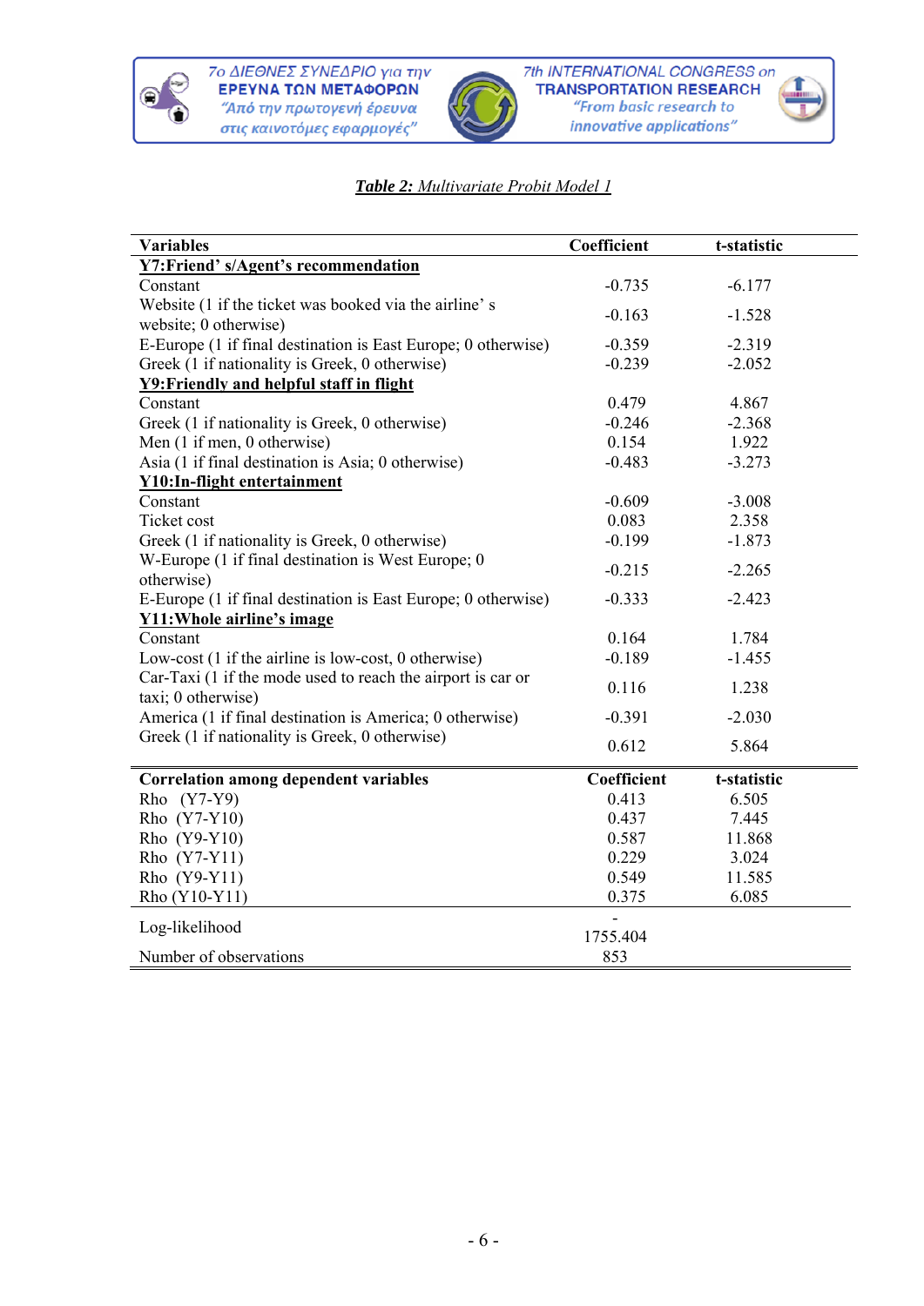***Table 2:** Multivariate Probit Model 1*

| Variables | Coefficient | t-statistic |
|---|---|---|
| **Y7:Friend' s/Agent's recommendation** | | |
| Constant | -0.735 | -6.177 |
| Website (1 if the ticket was booked via the airline' s website; 0 otherwise) | -0.163 | -1.528 |
| E-Europe (1 if final destination is East Europe; 0 otherwise) | -0.359 | -2.319 |
| Greek (1 if nationality is Greek, 0 otherwise) | -0.239 | -2.052 |
| **Y9:Friendly and helpful staff in flight** | | |
| Constant | 0.479 | 4.867 |
| Greek (1 if nationality is Greek, 0 otherwise) | -0.246 | -2.368 |
| Men (1 if men, 0 otherwise) | 0.154 | 1.922 |
| Asia (1 if final destination is Asia; 0 otherwise) | -0.483 | -3.273 |
| **Y10:In-flight entertainment** | | |
| Constant | -0.609 | -3.008 |
| Ticket cost | 0.083 | 2.358 |
| Greek (1 if nationality is Greek, 0 otherwise) | -0.199 | -1.873 |
| W-Europe (1 if final destination is West Europe; 0 otherwise) | -0.215 | -2.265 |
| E-Europe (1 if final destination is East Europe; 0 otherwise) | -0.333 | -2.423 |
| **Y11:Whole airline's image** | | |
| Constant | 0.164 | 1.784 |
| Low-cost (1 if the airline is low-cost, 0 otherwise) | -0.189 | -1.455 |
| Car-Taxi (1 if the mode used to reach the airport is car or taxi; 0 otherwise) | 0.116 | 1.238 |
| America (1 if final destination is America; 0 otherwise) | -0.391 | -2.030 |
| Greek (1 if nationality is Greek, 0 otherwise) | 0.612 | 5.864 |
| **Correlation among dependent variables** | **Coefficient** | **t-statistic** |
| Rho (Y7-Y9) | 0.413 | 6.505 |
| Rho (Y7-Y10) | 0.437 | 7.445 |
| Rho (Y9-Y10) | 0.587 | 11.868 |
| Rho (Y7-Y11) | 0.229 | 3.024 |
| Rho (Y9-Y11) | 0.549 | 11.585 |
| Rho (Y10-Y11) | 0.375 | 6.085 |
| Log-likelihood | -1755.404 | |
| Number of observations | 853 | |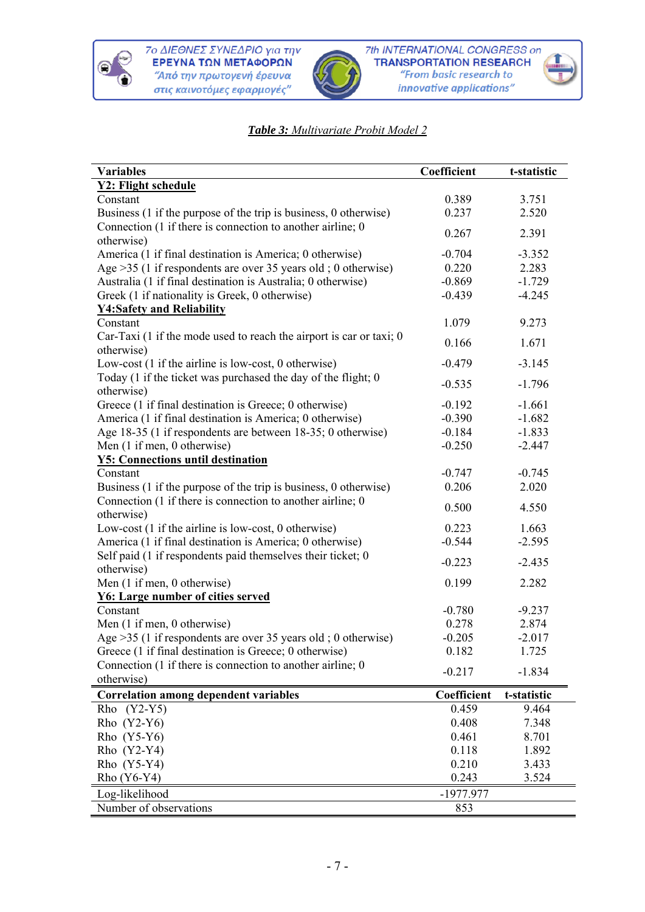***Table 3:*** *Multivariate Probit Model 2*

| Variables | Coefficient | t-statistic |
|---|---|---|
| **Y2: Flight schedule** | | |
| Constant | 0.389 | 3.751 |
| Business (1 if the purpose of the trip is business, 0 otherwise) | 0.237 | 2.520 |
| Connection (1 if there is connection to another airline; 0 otherwise) | 0.267 | 2.391 |
| America (1 if final destination is America; 0 otherwise) | -0.704 | -3.352 |
| Age >35 (1 if respondents are over 35 years old ; 0 otherwise) | 0.220 | 2.283 |
| Australia (1 if final destination is Australia; 0 otherwise) | -0.869 | -1.729 |
| Greek (1 if nationality is Greek, 0 otherwise) | -0.439 | -4.245 |
| **Y4:Safety and Reliability** | | |
| Constant | 1.079 | 9.273 |
| Car-Taxi (1 if the mode used to reach the airport is car or taxi; 0 otherwise) | 0.166 | 1.671 |
| Low-cost (1 if the airline is low-cost, 0 otherwise) | -0.479 | -3.145 |
| Today (1 if the ticket was purchased the day of the flight; 0 otherwise) | -0.535 | -1.796 |
| Greece (1 if final destination is Greece; 0 otherwise) | -0.192 | -1.661 |
| America (1 if final destination is America; 0 otherwise) | -0.390 | -1.682 |
| Age 18-35 (1 if respondents are between 18-35; 0 otherwise) | -0.184 | -1.833 |
| Men (1 if men, 0 otherwise) | -0.250 | -2.447 |
| **Y5: Connections until destination** | | |
| Constant | -0.747 | -0.745 |
| Business (1 if the purpose of the trip is business, 0 otherwise) | 0.206 | 2.020 |
| Connection (1 if there is connection to another airline; 0 otherwise) | 0.500 | 4.550 |
| Low-cost (1 if the airline is low-cost, 0 otherwise) | 0.223 | 1.663 |
| America (1 if final destination is America; 0 otherwise) | -0.544 | -2.595 |
| Self paid (1 if respondents paid themselves their ticket; 0 otherwise) | -0.223 | -2.435 |
| Men (1 if men, 0 otherwise) | 0.199 | 2.282 |
| **Y6: Large number of cities served** | | |
| Constant | -0.780 | -9.237 |
| Men (1 if men, 0 otherwise) | 0.278 | 2.874 |
| Age >35 (1 if respondents are over 35 years old ; 0 otherwise) | -0.205 | -2.017 |
| Greece (1 if final destination is Greece; 0 otherwise) | 0.182 | 1.725 |
| Connection (1 if there is connection to another airline; 0 otherwise) | -0.217 | -1.834 |
| **Correlation among dependent variables** | **Coefficient** | **t-statistic** |
| Rho (Y2-Y5) | 0.459 | 9.464 |
| Rho (Y2-Y6) | 0.408 | 7.348 |
| Rho (Y5-Y6) | 0.461 | 8.701 |
| Rho (Y2-Y4) | 0.118 | 1.892 |
| Rho (Y5-Y4) | 0.210 | 3.433 |
| Rho (Y6-Y4) | 0.243 | 3.524 |
| Log-likelihood | -1977.977 | |
| Number of observations | 853 | |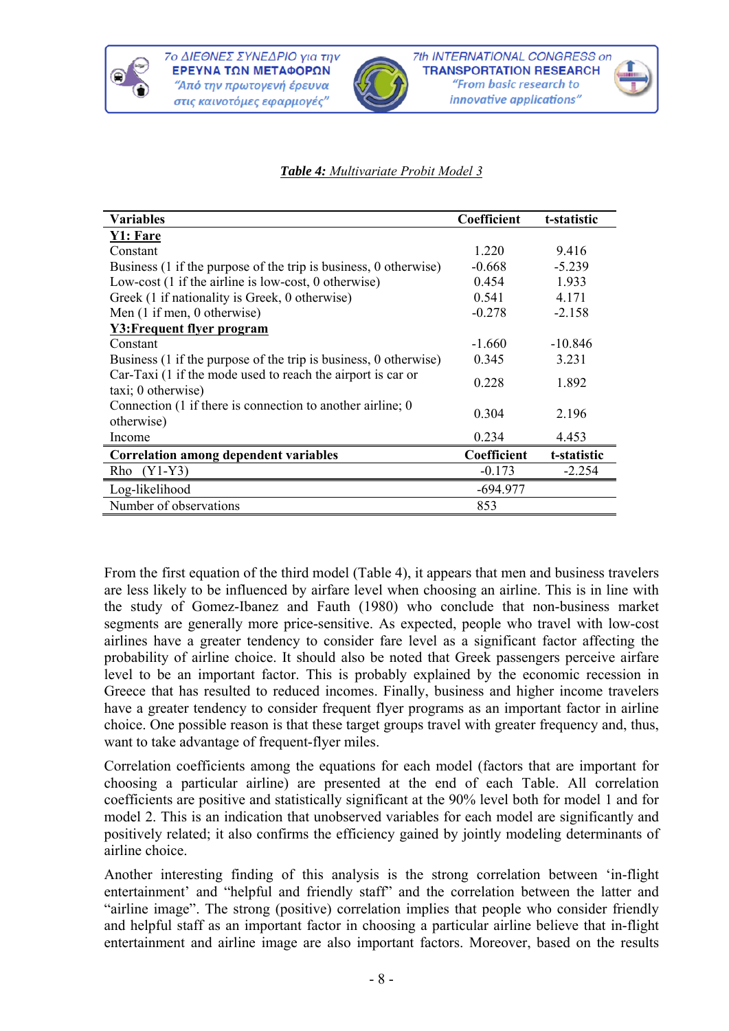***Table 4:*** *Multivariate Probit Model 3*

| Variables | Coefficient | t-statistic |
|---|---|---|
| **Y1: Fare** | | |
| Constant | 1.220 | 9.416 |
| Business (1 if the purpose of the trip is business, 0 otherwise) | -0.668 | -5.239 |
| Low-cost (1 if the airline is low-cost, 0 otherwise) | 0.454 | 1.933 |
| Greek (1 if nationality is Greek, 0 otherwise) | 0.541 | 4.171 |
| Men (1 if men, 0 otherwise) | -0.278 | -2.158 |
| **Y3:Frequent flyer program** | | |
| Constant | -1.660 | -10.846 |
| Business (1 if the purpose of the trip is business, 0 otherwise) | 0.345 | 3.231 |
| Car-Taxi (1 if the mode used to reach the airport is car or taxi; 0 otherwise) | 0.228 | 1.892 |
| Connection (1 if there is connection to another airline; 0 otherwise) | 0.304 | 2.196 |
| Income | 0.234 | 4.453 |
| **Correlation among dependent variables** | **Coefficient** | **t-statistic** |
| Rho (Y1-Y3) | -0.173 | -2.254 |
| Log-likelihood | -694.977 | |
| Number of observations | 853 | |

From the first equation of the third model (Table 4), it appears that men and business travelers are less likely to be influenced by airfare level when choosing an airline. This is in line with the study of Gomez-Ibanez and Fauth (1980) who conclude that non-business market segments are generally more price-sensitive. As expected, people who travel with low-cost airlines have a greater tendency to consider fare level as a significant factor affecting the probability of airline choice. It should also be noted that Greek passengers perceive airfare level to be an important factor. This is probably explained by the economic recession in Greece that has resulted to reduced incomes. Finally, business and higher income travelers have a greater tendency to consider frequent flyer programs as an important factor in airline choice. One possible reason is that these target groups travel with greater frequency and, thus, want to take advantage of frequent-flyer miles.

Correlation coefficients among the equations for each model (factors that are important for choosing a particular airline) are presented at the end of each Table. All correlation coefficients are positive and statistically significant at the 90% level both for model 1 and for model 2. This is an indication that unobserved variables for each model are significantly and positively related; it also confirms the efficiency gained by jointly modeling determinants of airline choice.

Another interesting finding of this analysis is the strong correlation between 'in-flight entertainment' and "helpful and friendly staff" and the correlation between the latter and "airline image". The strong (positive) correlation implies that people who consider friendly and helpful staff as an important factor in choosing a particular airline believe that in-flight entertainment and airline image are also important factors. Moreover, based on the results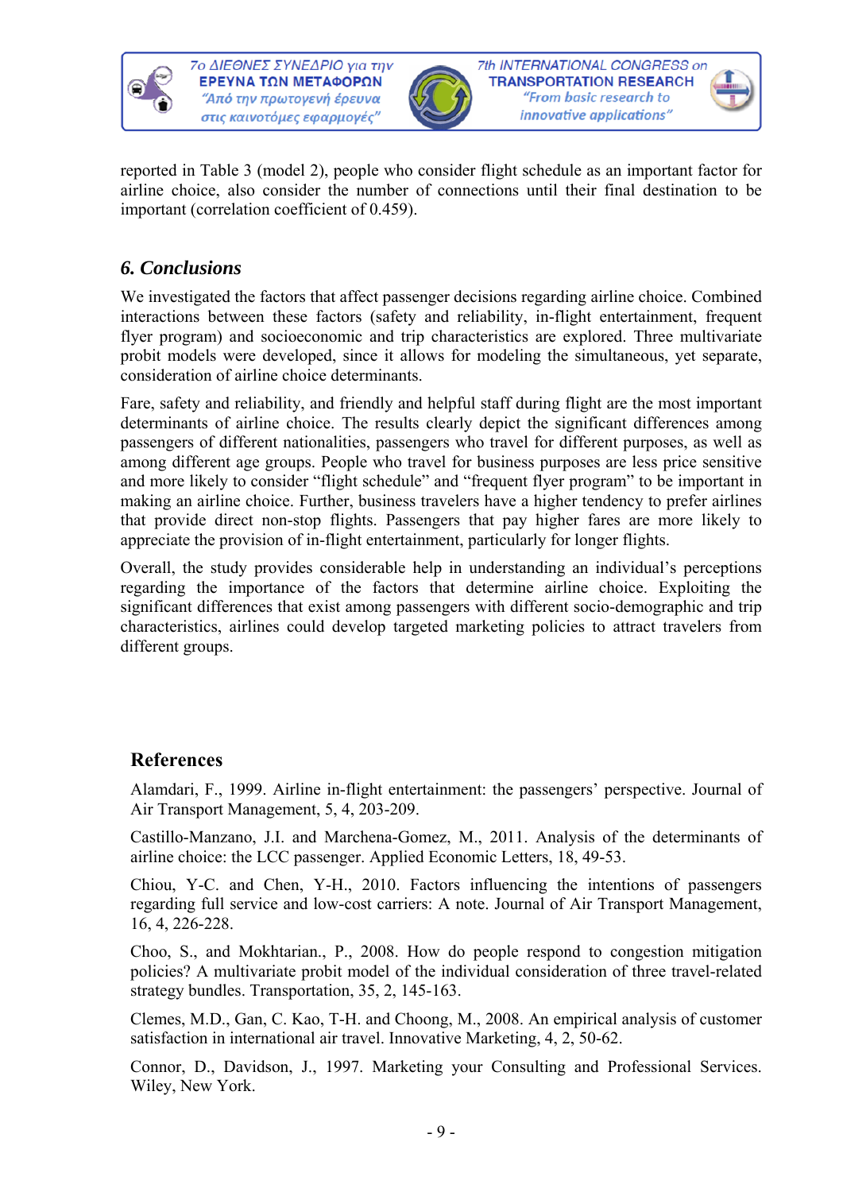reported in Table 3 (model 2), people who consider flight schedule as an important factor for airline choice, also consider the number of connections until their final destination to be important (correlation coefficient of 0.459).

## *6. Conclusions*

We investigated the factors that affect passenger decisions regarding airline choice. Combined interactions between these factors (safety and reliability, in-flight entertainment, frequent flyer program) and socioeconomic and trip characteristics are explored. Three multivariate probit models were developed, since it allows for modeling the simultaneous, yet separate, consideration of airline choice determinants.

Fare, safety and reliability, and friendly and helpful staff during flight are the most important determinants of airline choice. The results clearly depict the significant differences among passengers of different nationalities, passengers who travel for different purposes, as well as among different age groups. People who travel for business purposes are less price sensitive and more likely to consider "flight schedule" and "frequent flyer program" to be important in making an airline choice. Further, business travelers have a higher tendency to prefer airlines that provide direct non-stop flights. Passengers that pay higher fares are more likely to appreciate the provision of in-flight entertainment, particularly for longer flights.

Overall, the study provides considerable help in understanding an individual's perceptions regarding the importance of the factors that determine airline choice. Exploiting the significant differences that exist among passengers with different socio-demographic and trip characteristics, airlines could develop targeted marketing policies to attract travelers from different groups.

## References

Alamdari, F., 1999. Airline in-flight entertainment: the passengers' perspective. Journal of Air Transport Management, 5, 4, 203-209.

Castillo-Manzano, J.I. and Marchena-Gomez, M., 2011. Analysis of the determinants of airline choice: the LCC passenger. Applied Economic Letters, 18, 49-53.

Chiou, Y-C. and Chen, Y-H., 2010. Factors influencing the intentions of passengers regarding full service and low-cost carriers: A note. Journal of Air Transport Management, 16, 4, 226-228.

Choo, S., and Mokhtarian., P., 2008. How do people respond to congestion mitigation policies? A multivariate probit model of the individual consideration of three travel-related strategy bundles. Transportation, 35, 2, 145-163.

Clemes, M.D., Gan, C. Kao, T-H. and Choong, M., 2008. An empirical analysis of customer satisfaction in international air travel. Innovative Marketing, 4, 2, 50-62.

Connor, D., Davidson, J., 1997. Marketing your Consulting and Professional Services. Wiley, New York.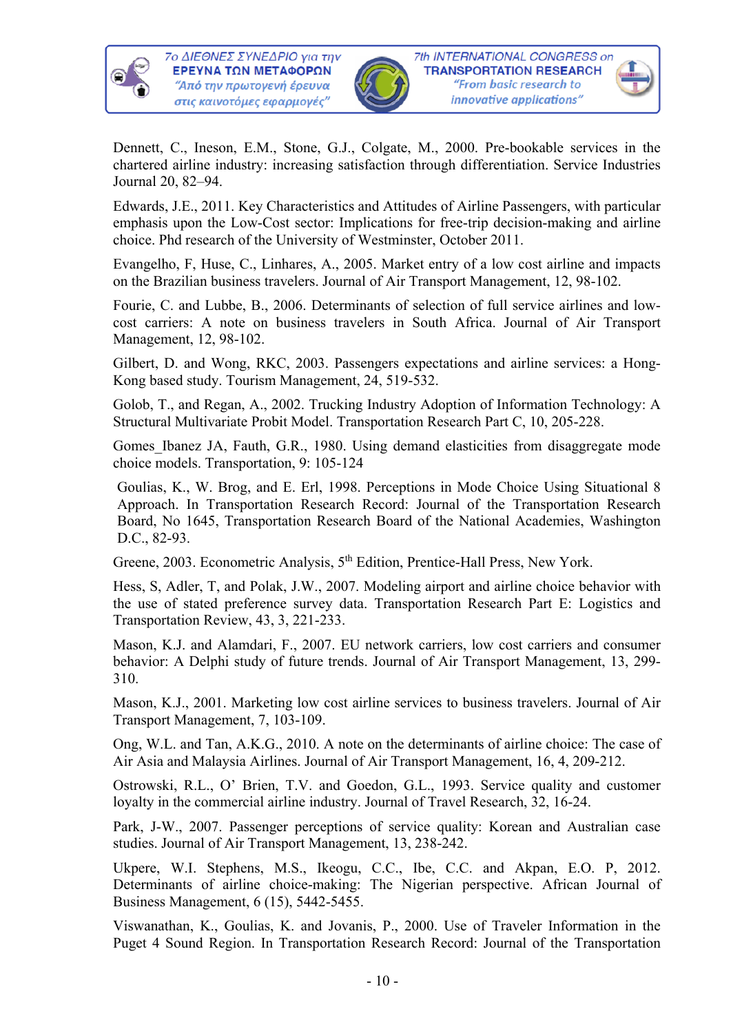Dennett, C., Ineson, E.M., Stone, G.J., Colgate, M., 2000. Pre-bookable services in the chartered airline industry: increasing satisfaction through differentiation. Service Industries Journal 20, 82–94.

Edwards, J.E., 2011. Key Characteristics and Attitudes of Airline Passengers, with particular emphasis upon the Low-Cost sector: Implications for free-trip decision-making and airline choice. Phd research of the University of Westminster, October 2011.

Evangelho, F, Huse, C., Linhares, A., 2005. Market entry of a low cost airline and impacts on the Brazilian business travelers. Journal of Air Transport Management, 12, 98-102.

Fourie, C. and Lubbe, B., 2006. Determinants of selection of full service airlines and low-cost carriers: A note on business travelers in South Africa. Journal of Air Transport Management, 12, 98-102.

Gilbert, D. and Wong, RKC, 2003. Passengers expectations and airline services: a Hong-Kong based study. Tourism Management, 24, 519-532.

Golob, T., and Regan, A., 2002. Trucking Industry Adoption of Information Technology: A Structural Multivariate Probit Model. Transportation Research Part C, 10, 205-228.

Gomes_Ibanez JA, Fauth, G.R., 1980. Using demand elasticities from disaggregate mode choice models. Transportation, 9: 105-124

Goulias, K., W. Brog, and E. Erl, 1998. Perceptions in Mode Choice Using Situational 8 Approach. In Transportation Research Record: Journal of the Transportation Research Board, No 1645, Transportation Research Board of the National Academies, Washington D.C., 82-93.

Greene, 2003. Econometric Analysis, 5th Edition, Prentice-Hall Press, New York.

Hess, S, Adler, T, and Polak, J.W., 2007. Modeling airport and airline choice behavior with the use of stated preference survey data. Transportation Research Part E: Logistics and Transportation Review, 43, 3, 221-233.

Mason, K.J. and Alamdari, F., 2007. EU network carriers, low cost carriers and consumer behavior: A Delphi study of future trends. Journal of Air Transport Management, 13, 299-310.

Mason, K.J., 2001. Marketing low cost airline services to business travelers. Journal of Air Transport Management, 7, 103-109.

Ong, W.L. and Tan, A.K.G., 2010. A note on the determinants of airline choice: The case of Air Asia and Malaysia Airlines. Journal of Air Transport Management, 16, 4, 209-212.

Ostrowski, R.L., O' Brien, T.V. and Goedon, G.L., 1993. Service quality and customer loyalty in the commercial airline industry. Journal of Travel Research, 32, 16-24.

Park, J-W., 2007. Passenger perceptions of service quality: Korean and Australian case studies. Journal of Air Transport Management, 13, 238-242.

Ukpere, W.I. Stephens, M.S., Ikeogu, C.C., Ibe, C.C. and Akpan, E.O. P, 2012. Determinants of airline choice-making: The Nigerian perspective. African Journal of Business Management, 6 (15), 5442-5455.

Viswanathan, K., Goulias, K. and Jovanis, P., 2000. Use of Traveler Information in the Puget 4 Sound Region. In Transportation Research Record: Journal of the Transportation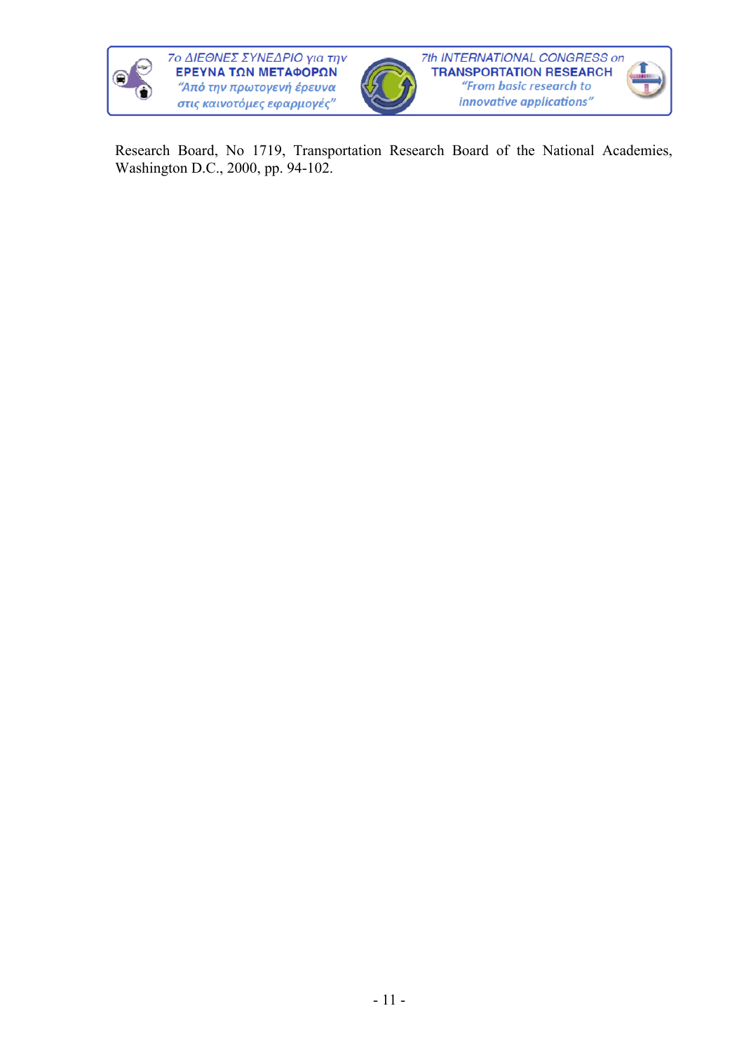Research Board, No 1719, Transportation Research Board of the National Academies, Washington D.C., 2000, pp. 94-102.